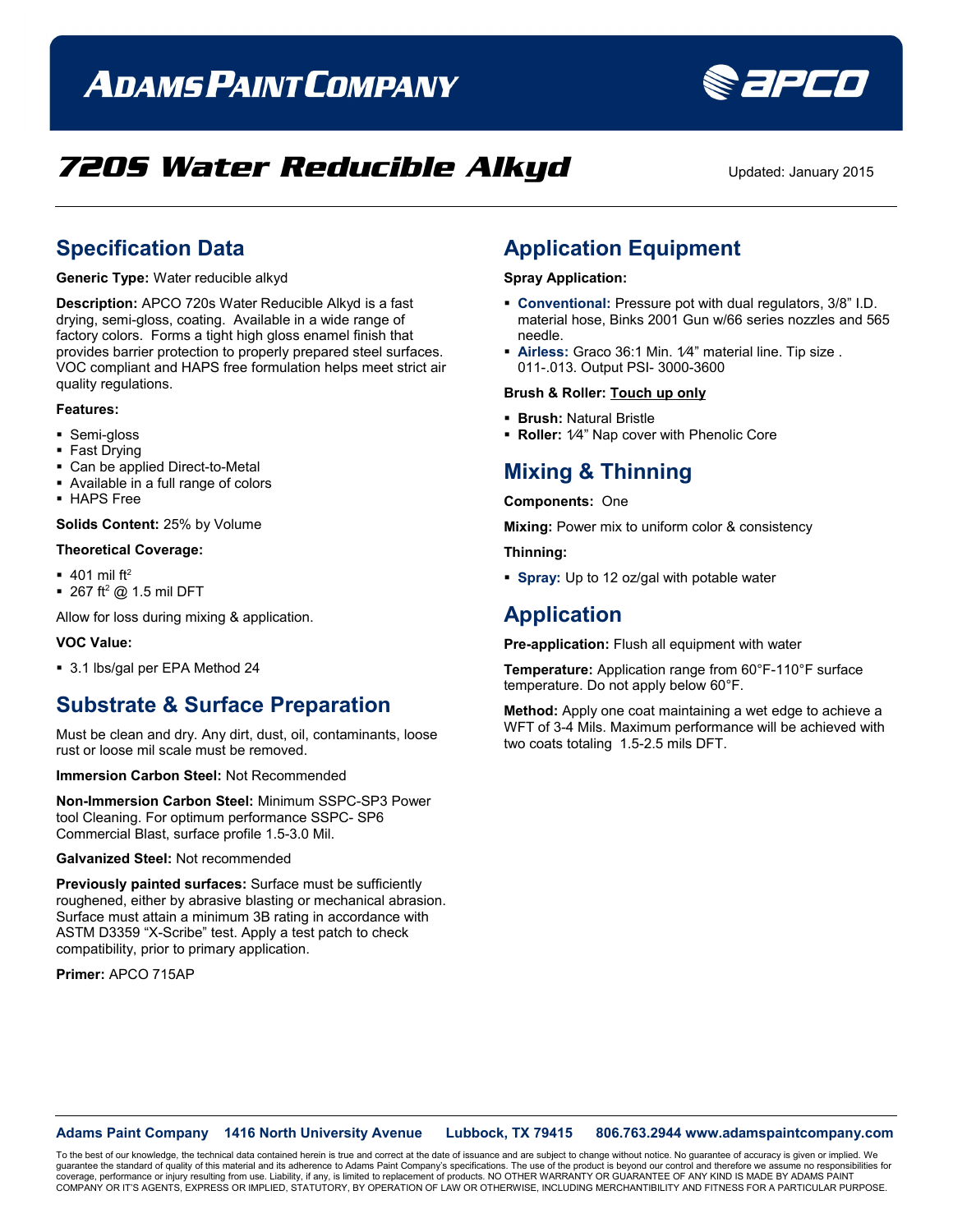# ADAMS PAINT COMPANY

# 720S Water Reducible Alkyd

Updated: January 2015

## Specification Data

**Generic Type:** Water reducible alkyd

**Description:** APCO 720s Water Reducible Alkyd is a fast drying, semi-gloss, coating. Available in a wide range of factory colors. Forms a tight high gloss enamel finish that provides barrier protection to properly prepared steel surfaces. VOC compliant and HAPS free formulation helps meet strict air quality regulations.

**Features:**

- Semi-gloss
- Fast Drying
- Can be applied Direct-to-Metal
- Available in a full range of colors
- HAPS Free

**Solids Content:** 25% by Volume

**Theoretical Coverage:**

- 401 mil $ft^2$
- 267 $ft^2$ @ 1.5 mil DFT

Allow for loss during mixing & application.

**VOC Value:**

- 3.1 lbs/gal per EPA Method 24

## Substrate & Surface Preparation

Must be clean and dry. Any dirt, dust, oil, contaminants, loose rust or loose mil scale must be removed.

**Immersion Carbon Steel:** Not Recommended

**Non-Immersion Carbon Steel:** Minimum SSPC-SP3 Power tool Cleaning. For optimum performance SSPC- SP6 Commercial Blast, surface profile 1.5-3.0 Mil.

**Galvanized Steel:** Not recommended

**Previously painted surfaces:** Surface must be sufficiently roughened, either by abrasive blasting or mechanical abrasion. Surface must attain a minimum 3B rating in accordance with ASTM D3359 "X-Scribe" test. Apply a test patch to check compatibility, prior to primary application.

**Primer:** APCO 715AP

## Application Equipment

**Spray Application:**

- **Conventional:** Pressure pot with dual regulators, 3/8" I.D. material hose, Binks 2001 Gun w/66 series nozzles and 565 needle.
- **Airless:** Graco 36:1 Min. 1⁄4" material line. Tip size . 011-.013. Output PSI- 3000-3600

**Brush & Roller:** Touch up only

- **Brush:** Natural Bristle
- **Roller:** 1⁄4" Nap cover with Phenolic Core

## Mixing & Thinning

**Components:** One

**Mixing:** Power mix to uniform color & consistency

**Thinning:**

- **Spray:** Up to 12 oz/gal with potable water

## Application

**Pre-application:** Flush all equipment with water

**Temperature:** Application range from 60°F-110°F surface temperature. Do not apply below 60°F.

**Method:** Apply one coat maintaining a wet edge to achieve a WFT of 3-4 Mils. Maximum performance will be achieved with two coats totaling 1.5-2.5 mils DFT.

**Adams Paint Company** 1416 North University Avenue Lubbock, TX 79415 806.763.2944 www.adamspaintcompany.com

To the best of our knowledge, the technical data contained herein is true and correct at the date of issuance and are subject to change without notice. No guarantee of accuracy is given or implied. We guarantee the standard of quality of this material and its adherence to Adams Paint Company's specifications. The use of the product is beyond our control and therefore we assume no responsibilities for coverage, performance or injury resulting from use. Liability, if any, is limited to replacement of products. NO OTHER WARRANTY OR GUARANTEE OF ANY KIND IS MADE BY ADAMS PAINT COMPANY OR IT'S AGENTS, EXPRESS OR IMPLIED, STATUTORY, BY OPERATION OF LAW OR OTHERWISE, INCLUDING MERCHANTIBILITY AND FITNESS FOR A PARTICULAR PURPOSE.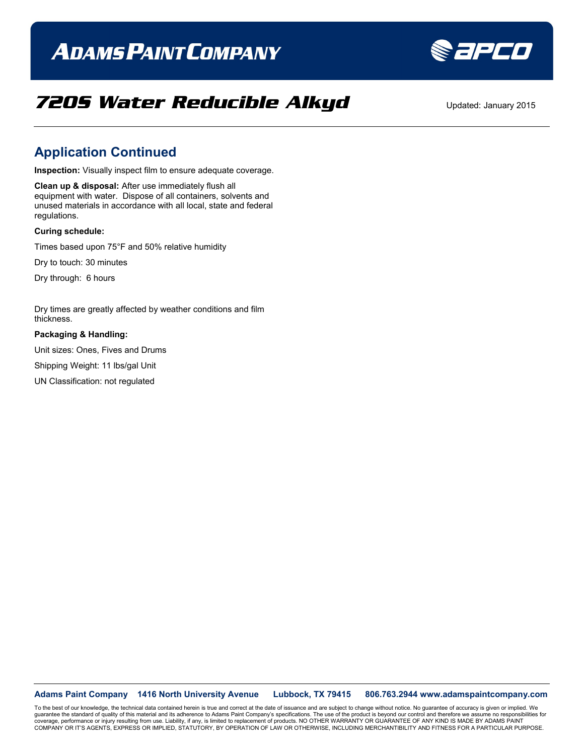# 720S Water Reducible Alkyd

Updated: January 2015

## Application Continued

**Inspection:** Visually inspect film to ensure adequate coverage.

**Clean up & disposal:** After use immediately flush all equipment with water. Dispose of all containers, solvents and unused materials in accordance with all local, state and federal regulations.

**Curing schedule:**

Times based upon 75°F and 50% relative humidity

Dry to touch: 30 minutes

Dry through: 6 hours

Dry times are greatly affected by weather conditions and film thickness.

**Packaging & Handling:**

Unit sizes: Ones, Fives and Drums

Shipping Weight: 11 lbs/gal Unit

UN Classification: not regulated

**Adams Paint Company 1416 North University Avenue Lubbock, TX 79415 806.763.2944 www.adamspaintcompany.com**

To the best of our knowledge, the technical data contained herein is true and correct at the date of issuance and are subject to change without notice. No guarantee of accuracy is given or implied. We guarantee the standard of quality of this material and its adherence to Adams Paint Company's specifications. The use of the product is beyond our control and therefore we assume no responsibilities for coverage, performance or injury resulting from use. Liability, if any, is limited to replacement of products. NO OTHER WARRANTY OR GUARANTEE OF ANY KIND IS MADE BY ADAMS PAINT COMPANY OR IT'S AGENTS, EXPRESS OR IMPLIED, STATUTORY, BY OPERATION OF LAW OR OTHERWISE, INCLUDING MERCHANTIBILITY AND FITNESS FOR A PARTICULAR PURPOSE.